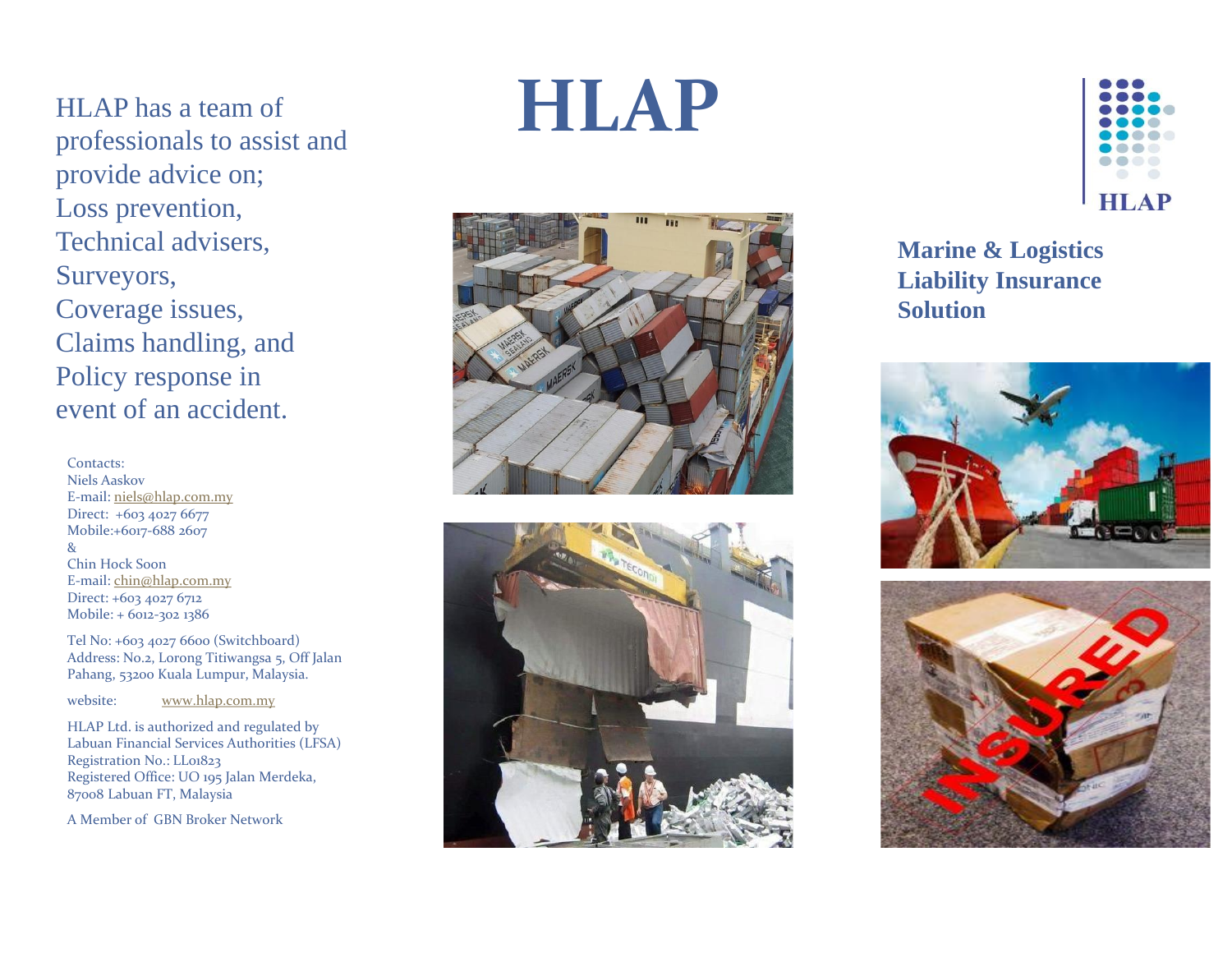# HLAP

HLAP has a team of professionals to assist and provide advice on;
Loss prevention,
Technical advisers,
Surveyors,
Coverage issues,
Claims handling, and
Policy response in event of an accident.

Contacts:
Niels Aaskov
E-mail: niels@hlap.com.my
Direct: +603 4027 6677
Mobile:+6017-688 2607
&
Chin Hock Soon
E-mail: chin@hlap.com.my
Direct: +603 4027 6712
Mobile: + 6012-302 1386

Tel No: +603 4027 6600 (Switchboard)
Address: No.2, Lorong Titiwangsa 5, Off Jalan Pahang, 53200 Kuala Lumpur, Malaysia.

website: www.hlap.com.my

HLAP Ltd. is authorized and regulated by Labuan Financial Services Authorities (LFSA)
Registration No.: LL01823
Registered Office: UO 195 Jalan Merdeka, 87008 Labuan FT, Malaysia

A Member of GBN Broker Network

HLAP

## Marine & Logistics Liability Insurance Solution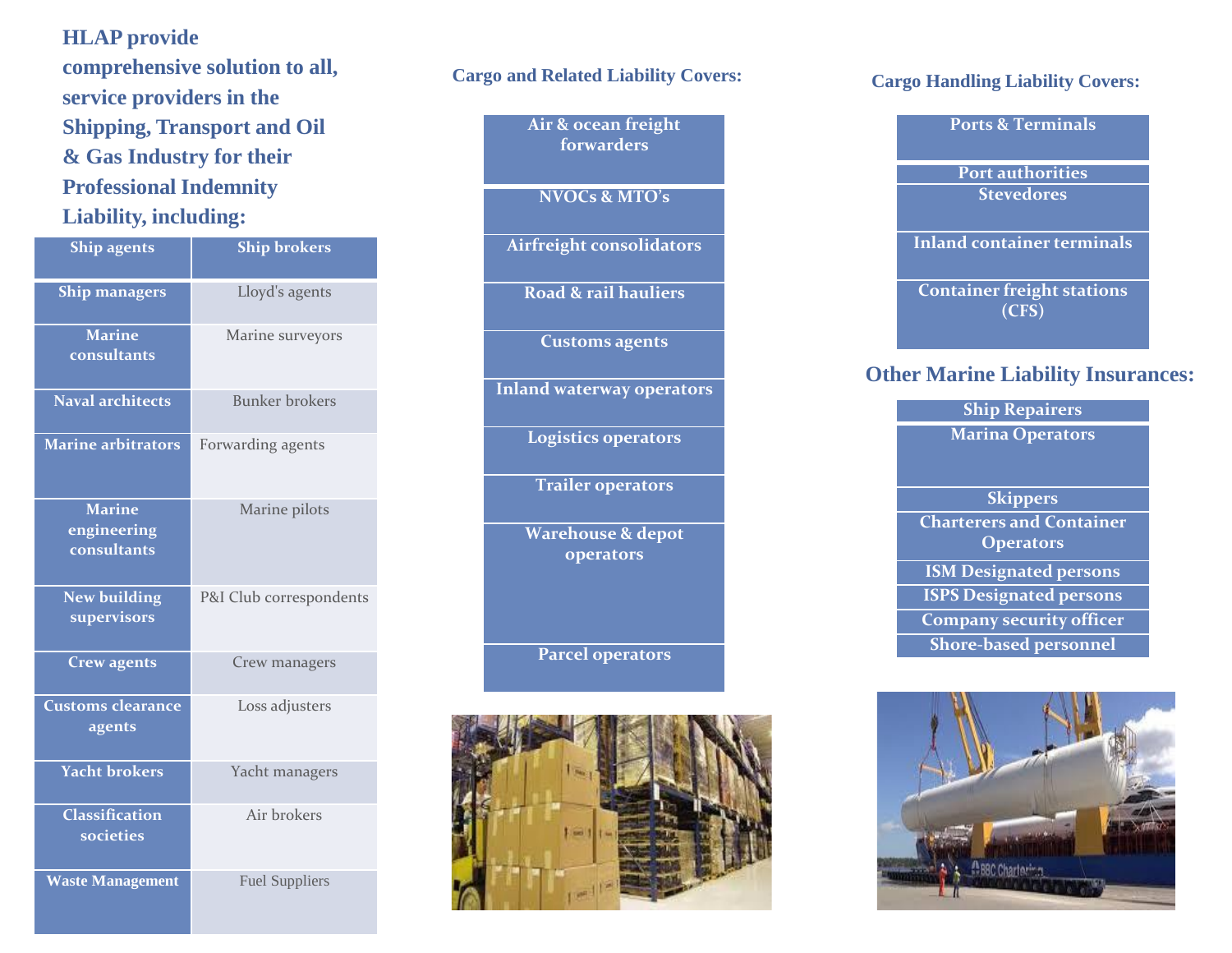**HLAP provide comprehensive solution to all, service providers in the Shipping, Transport and Oil & Gas Industry for their Professional Indemnity Liability, including:**

| Ship agents | Ship brokers |
|---|---|
| Ship managers | Lloyd's agents |
| Marine consultants | Marine surveyors |
| Naval architects | Bunker brokers |
| Marine arbitrators | Forwarding agents |
| Marine engineering consultants | Marine pilots |
| New building supervisors | P&I Club correspondents |
| Crew agents | Crew managers |
| Customs clearance agents | Loss adjusters |
| Yacht brokers | Yacht managers |
| Classification societies | Air brokers |
| Waste Management | Fuel Suppliers |

**Cargo and Related Liability Covers:**

- Air & ocean freight forwarders
- NVOCs & MTO's
- Airfreight consolidators
- Road & rail hauliers
- Customs agents
- Inland waterway operators
- Logistics operators
- Trailer operators
- Warehouse & depot operators
- Parcel operators

**Cargo Handling Liability Covers:**

- Ports & Terminals
- Port authorities
- Stevedores
- Inland container terminals
- Container freight stations (CFS)

## Other Marine Liability Insurances:

- Ship Repairers
- Marina Operators
- Skippers
- Charterers and Container Operators
- ISM Designated persons
- ISPS Designated persons
- Company security officer
- Shore-based personnel